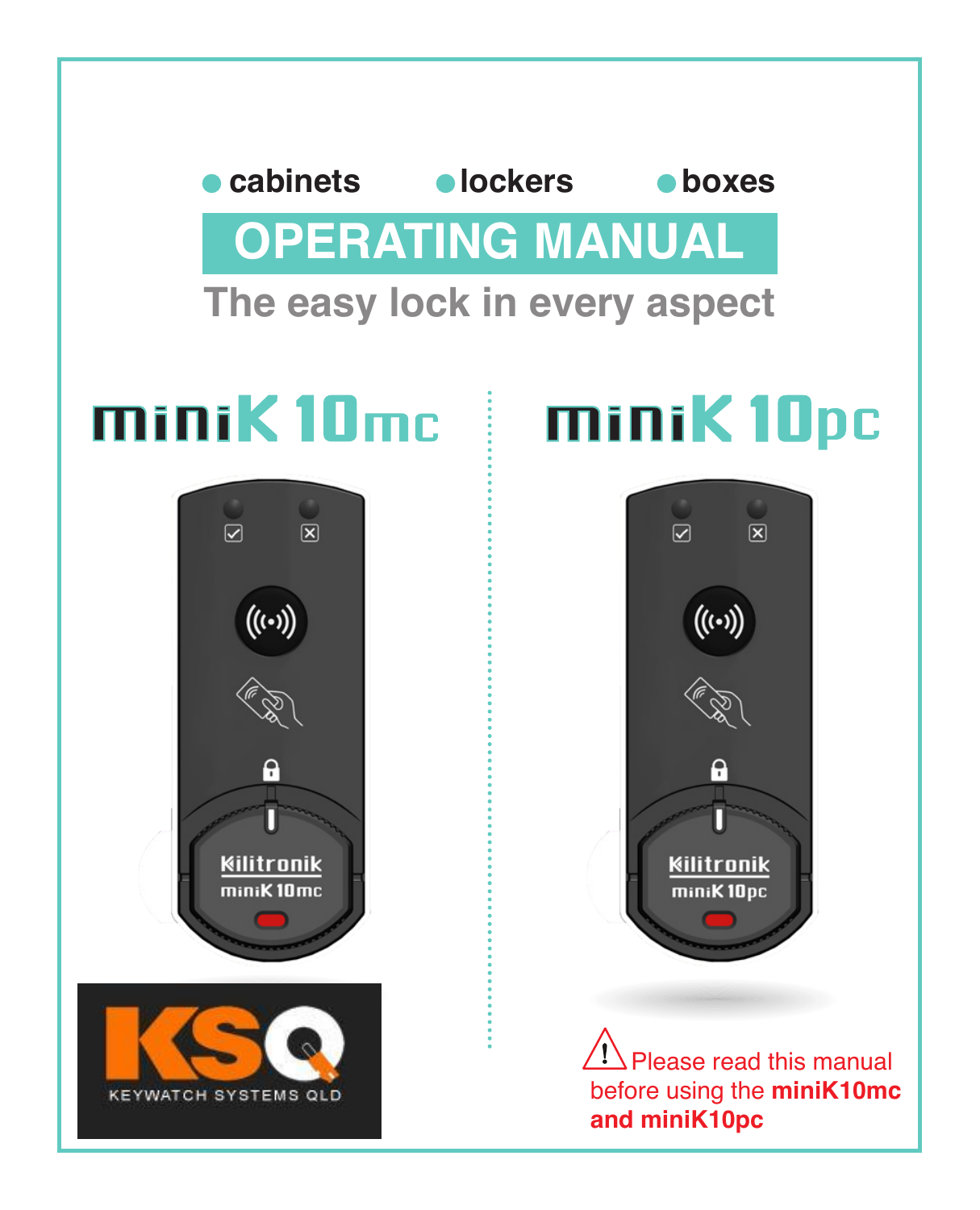● cabinets ● lockers ● boxes

# OPERATING MANUAL

## The easy lock in every aspect

## miniK 10mc

## miniK 10pc

KEYWATCH SYSTEMS QLD

⚠ Please read this manual before using the **miniK10mc and miniK10pc**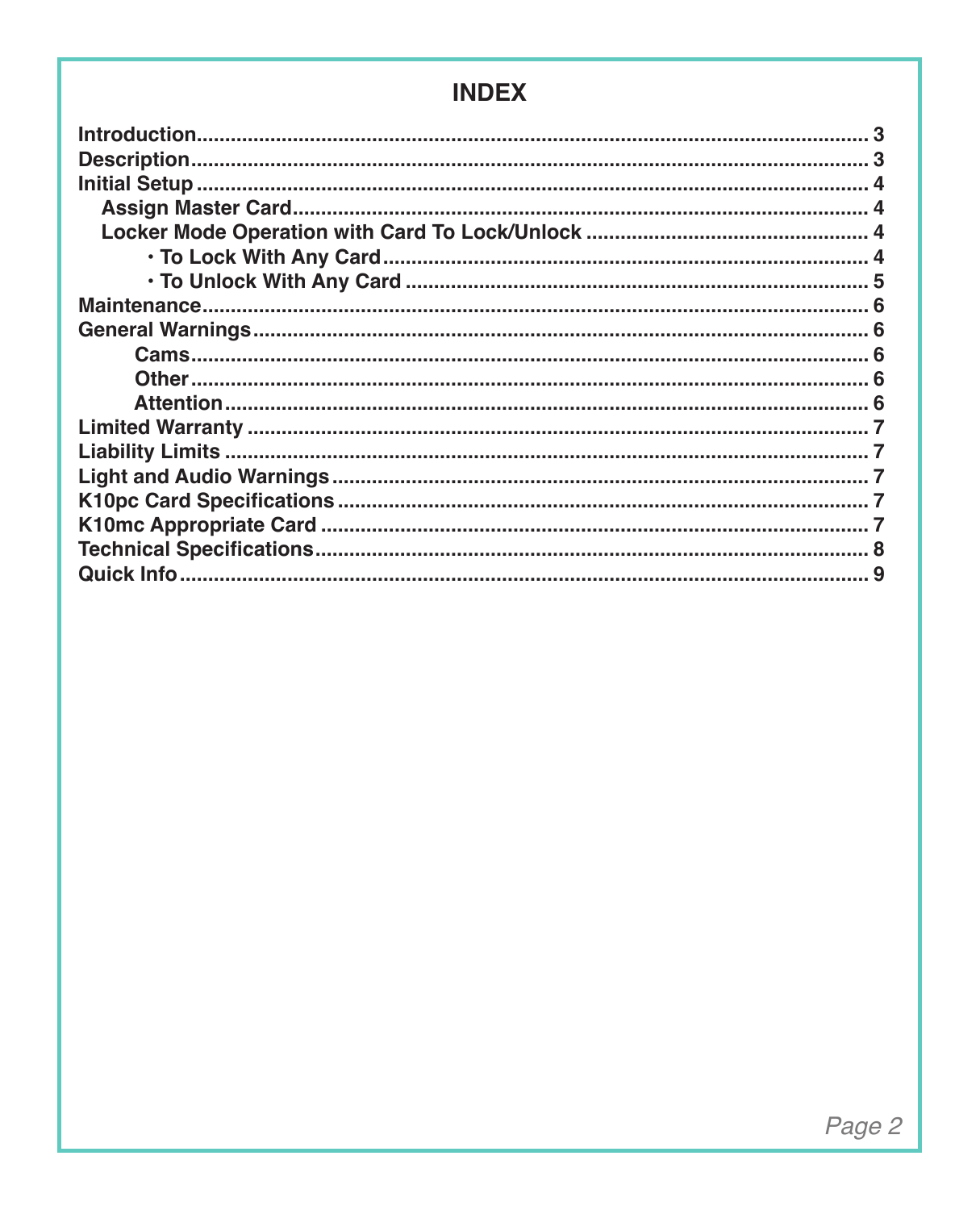# INDEX

**Introduction** ........................................ 3
**Description** ........................................ 3
**Initial Setup** ........................................ 4
  **Assign Master Card** ........................................ 4
  **Locker Mode Operation with Card To Lock/Unlock** ........................................ 4
    **• To Lock With Any Card** ........................................ 4
    **• To Unlock With Any Card** ........................................ 5
**Maintenance** ........................................ 6
**General Warnings** ........................................ 6
   **Cams** ........................................ 6
   **Other** ........................................ 6
   **Attention** ........................................ 6
**Limited Warranty** ........................................ 7
**Liability Limits** ........................................ 7
**Light and Audio Warnings** ........................................ 7
**K10pc Card Specifications** ........................................ 7
**K10mc Appropriate Card** ........................................ 7
**Technical Specifications** ........................................ 8
**Quick Info** ........................................ 9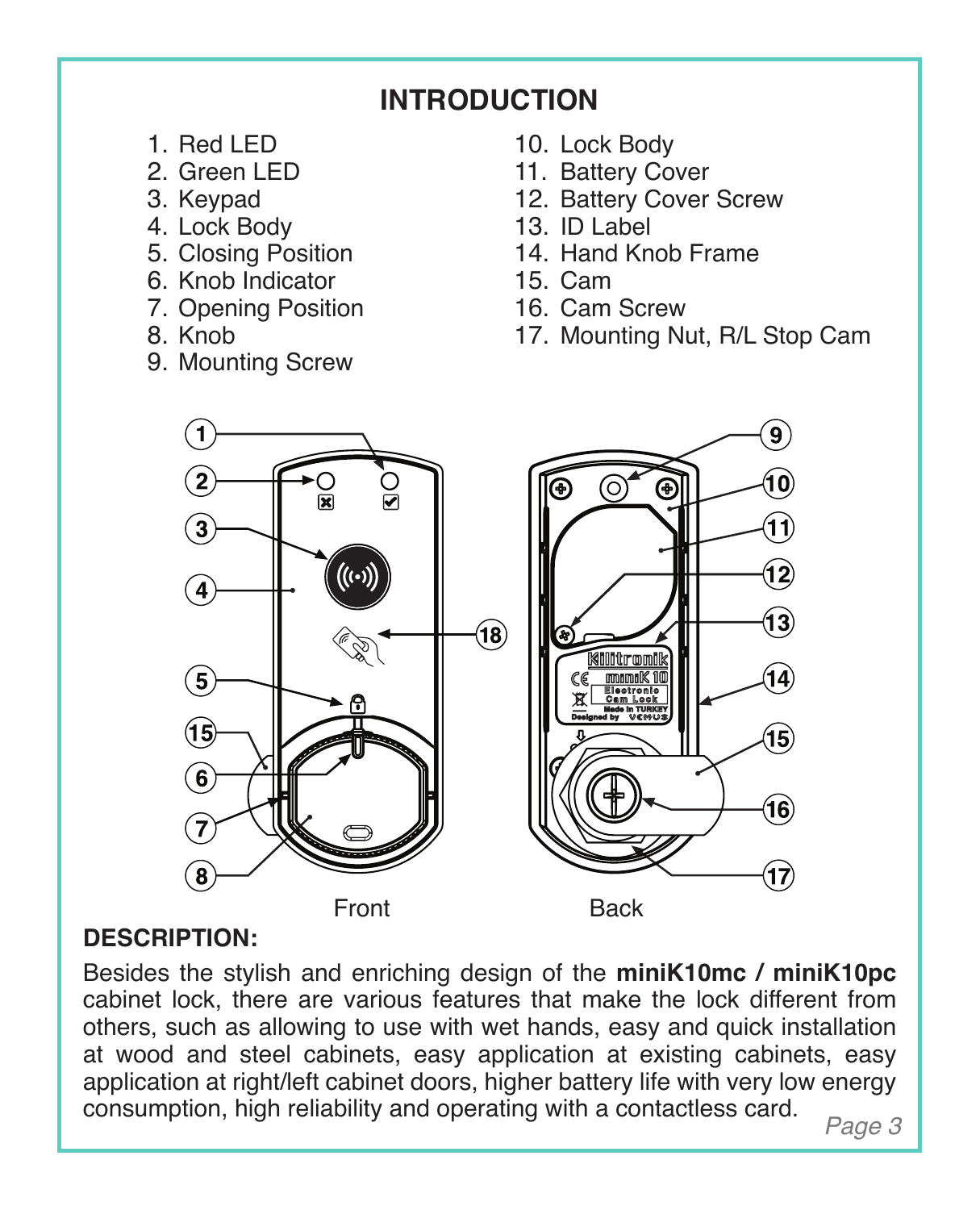## INTRODUCTION

1. Red LED
2. Green LED
3. Keypad
4. Lock Body
5. Closing Position
6. Knob Indicator
7. Opening Position
8. Knob
9. Mounting Screw
10. Lock Body
11. Battery Cover
12. Battery Cover Screw
13. ID Label
14. Hand Knob Frame
15. Cam
16. Cam Screw
17. Mounting Nut, R/L Stop Cam

Front

Back

### DESCRIPTION:

Besides the stylish and enriching design of the **miniK10mc / miniK10pc** cabinet lock, there are various features that make the lock different from others, such as allowing to use with wet hands, easy and quick installation at wood and steel cabinets, easy application at existing cabinets, easy application at right/left cabinet doors, higher battery life with very low energy consumption, high reliability and operating with a contactless card.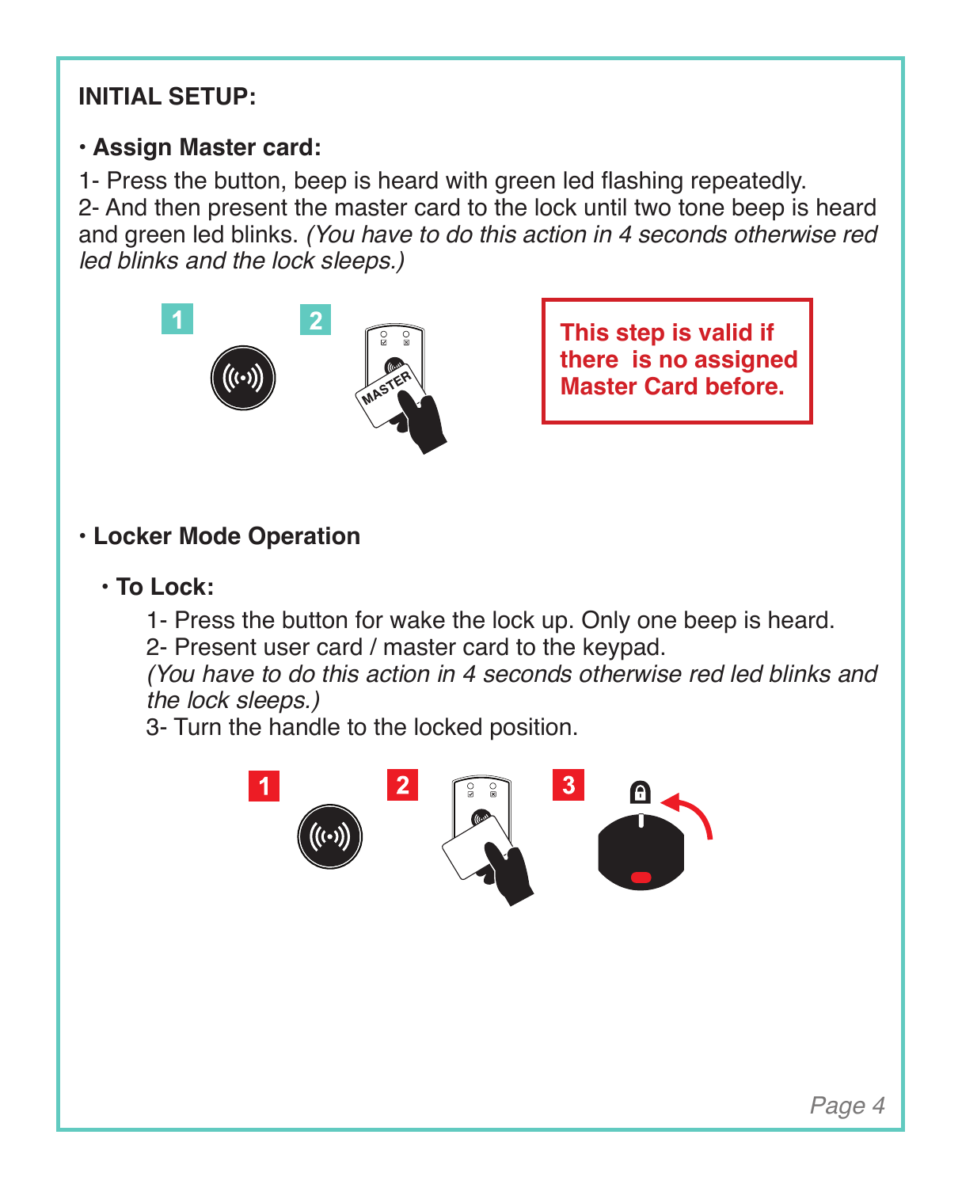## INITIAL SETUP:

- **Assign Master card:**

1- Press the button, beep is heard with green led flashing repeatedly.
2- And then present the master card to the lock until two tone beep is heard and green led blinks. *(You have to do this action in 4 seconds otherwise red led blinks and the lock sleeps.)*

**This step is valid if there is no assigned Master Card before.**

- **Locker Mode Operation**

  - **To Lock:**

    1- Press the button for wake the lock up. Only one beep is heard.
    2- Present user card / master card to the keypad.
    *(You have to do this action in 4 seconds otherwise red led blinks and the lock sleeps.)*
    3- Turn the handle to the locked position.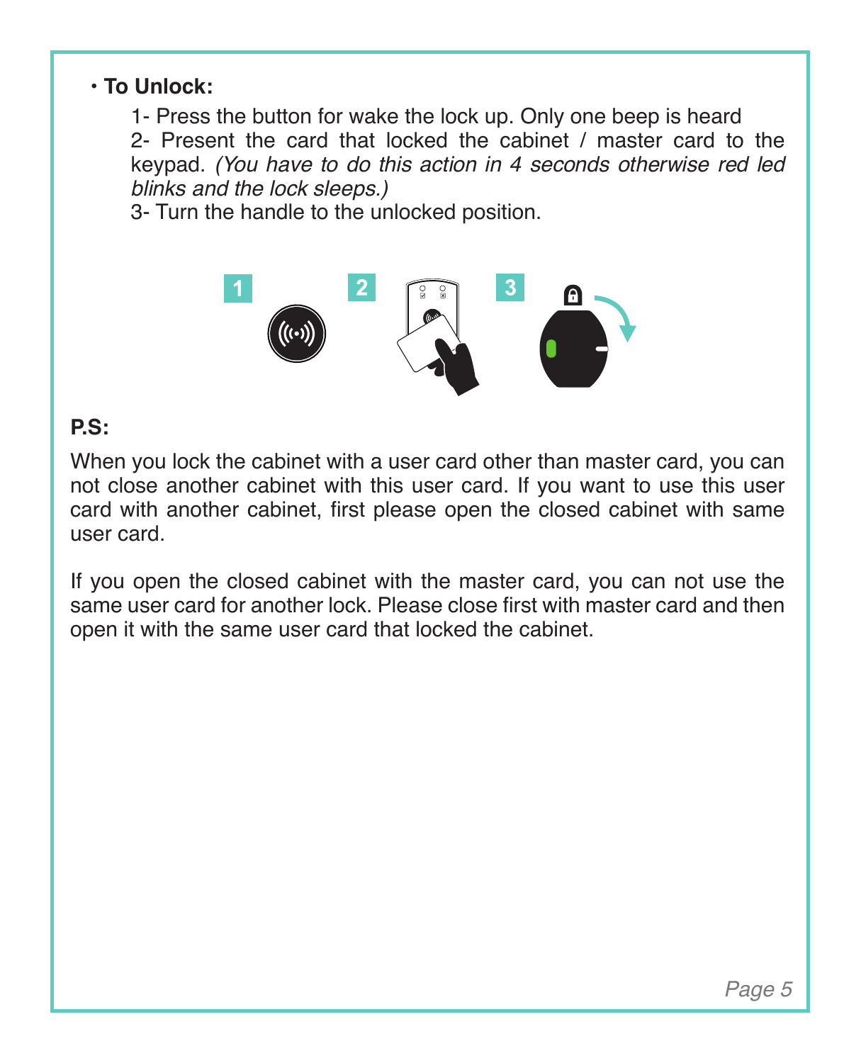- **To Unlock:**

    1- Press the button for wake the lock up. Only one beep is heard
    2- Present the card that locked the cabinet / master card to the keypad. *(You have to do this action in 4 seconds otherwise red led blinks and the lock sleeps.)*
    3- Turn the handle to the unlocked position.

**P.S:**

When you lock the cabinet with a user card other than master card, you can not close another cabinet with this user card. If you want to use this user card with another cabinet, first please open the closed cabinet with same user card.

If you open the closed cabinet with the master card, you can not use the same user card for another lock. Please close first with master card and then open it with the same user card that locked the cabinet.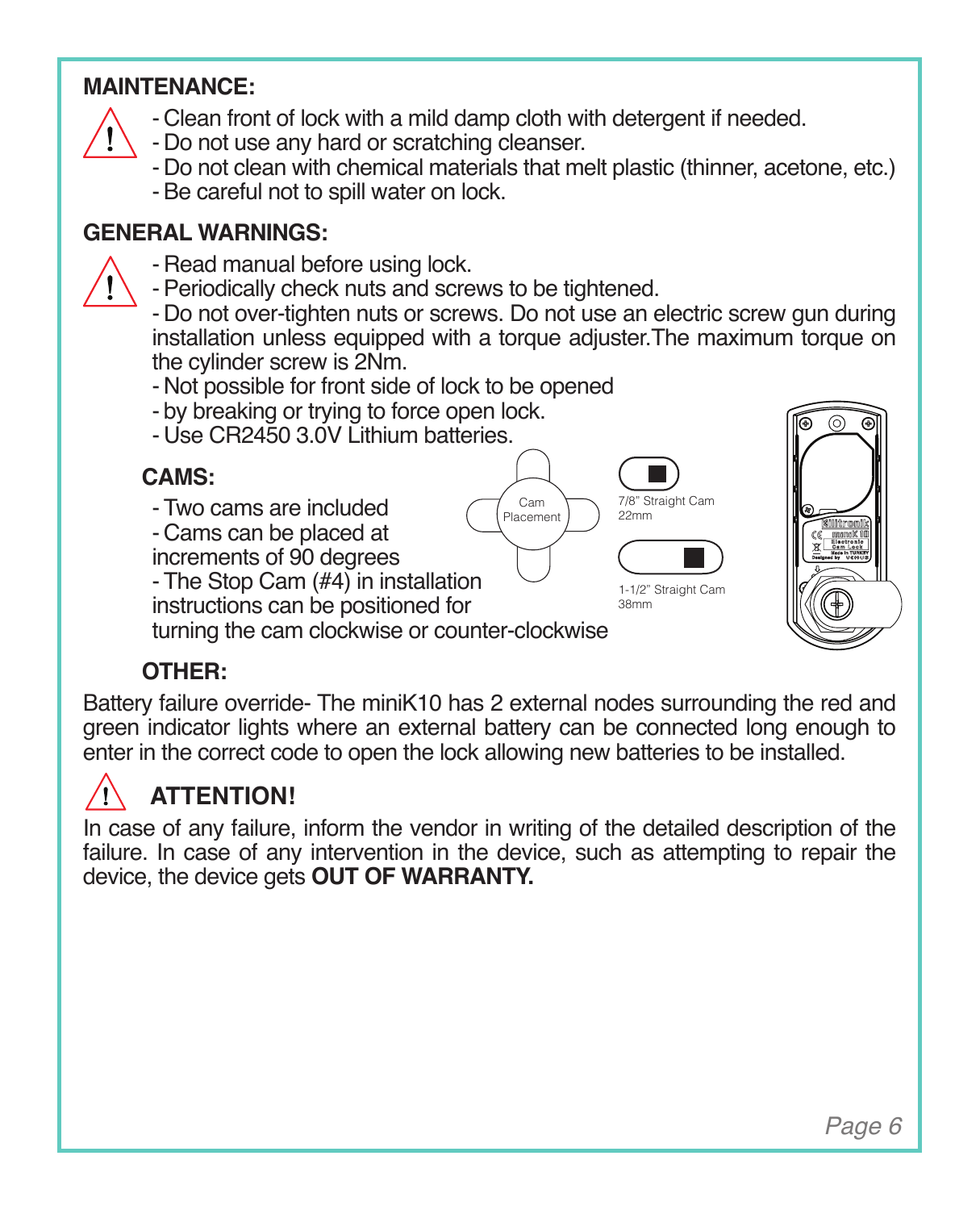## MAINTENANCE:

- Clean front of lock with a mild damp cloth with detergent if needed.
- Do not use any hard or scratching cleanser.
- Do not clean with chemical materials that melt plastic (thinner, acetone, etc.)
- Be careful not to spill water on lock.

## GENERAL WARNINGS:

- Read manual before using lock.
- Periodically check nuts and screws to be tightened.
- Do not over-tighten nuts or screws. Do not use an electric screw gun during installation unless equipped with a torque adjuster.The maximum torque on the cylinder screw is 2Nm.
- Not possible for front side of lock to be opened
- by breaking or trying to force open lock.
- Use CR2450 3.0V Lithium batteries.

### CAMS:

- Two cams are included
- Cams can be placed at increments of 90 degrees
- The Stop Cam (#4) in installation instructions can be positioned for turning the cam clockwise or counter-clockwise

Cam Placement

7/8" Straight Cam 22mm

1-1/2" Straight Cam 38mm

### OTHER:

Battery failure override- The miniK10 has 2 external nodes surrounding the red and green indicator lights where an external battery can be connected long enough to enter in the correct code to open the lock allowing new batteries to be installed.

## ATTENTION!

In case of any failure, inform the vendor in writing of the detailed description of the failure. In case of any intervention in the device, such as attempting to repair the device, the device gets **OUT OF WARRANTY.**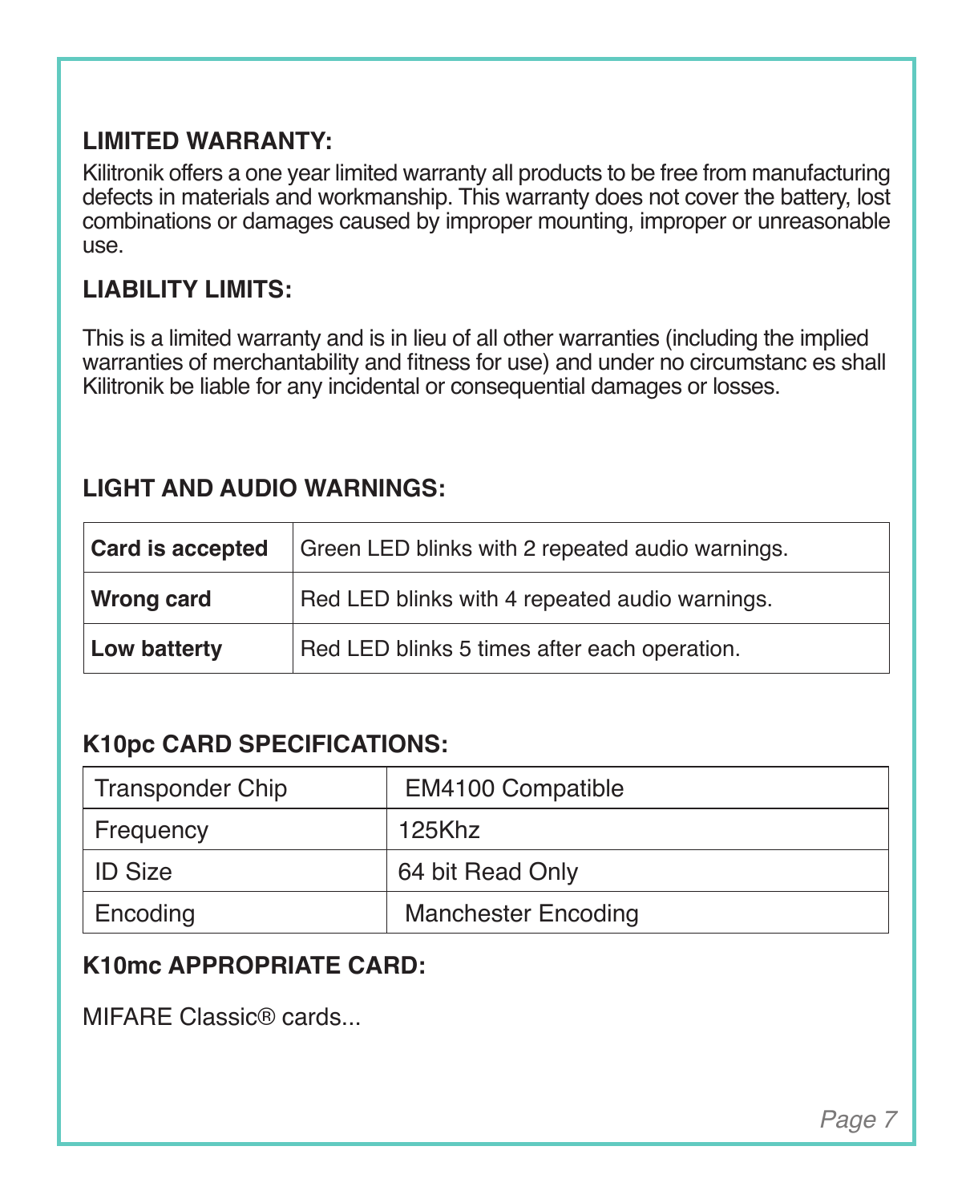## LIMITED WARRANTY:

Kilitronik offers a one year limited warranty all products to be free from manufacturing defects in materials and workmanship. This warranty does not cover the battery, lost combinations or damages caused by improper mounting, improper or unreasonable use.

## LIABILITY LIMITS:

This is a limited warranty and is in lieu of all other warranties (including the implied warranties of merchantability and fitness for use) and under no circumstanc es shall Kilitronik be liable for any incidental or consequential damages or losses.

## LIGHT AND AUDIO WARNINGS:

| | |
|---|---|
| **Card is accepted** | Green LED blinks with 2 repeated audio warnings. |
| **Wrong card** | Red LED blinks with 4 repeated audio warnings. |
| **Low batterty** | Red LED blinks 5 times after each operation. |

## K10pc CARD SPECIFICATIONS:

| | |
|---|---|
| Transponder Chip | EM4100 Compatible |
| Frequency | 125Khz |
| ID Size | 64 bit Read Only |
| Encoding | Manchester Encoding |

## K10mc APPROPRIATE CARD:

MIFARE Classic® cards...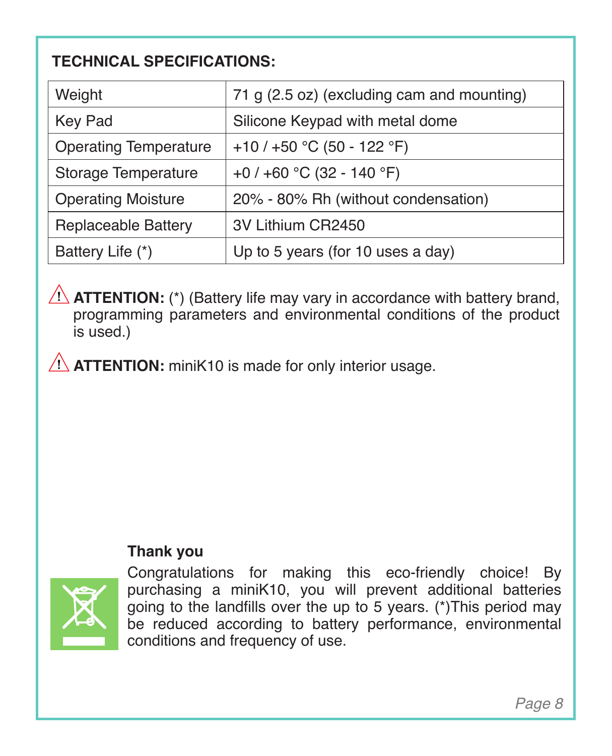## TECHNICAL SPECIFICATIONS:

| Weight | 71 g (2.5 oz) (excluding cam and mounting) |
|---|---|
| Key Pad | Silicone Keypad with metal dome |
| Operating Temperature | +10 / +50 °C (50 - 122 °F) |
| Storage Temperature | +0 / +60 °C (32 - 140 °F) |
| Operating Moisture | 20% - 80% Rh (without condensation) |
| Replaceable Battery | 3V Lithium CR2450 |
| Battery Life (*) | Up to 5 years (for 10 uses a day) |

⚠ **ATTENTION:** (*) (Battery life may vary in accordance with battery brand, programming parameters and environmental conditions of the product is used.)

⚠ **ATTENTION:** miniK10 is made for only interior usage.

**Thank you**

Congratulations for making this eco-friendly choice! By purchasing a miniK10, you will prevent additional batteries going to the landfills over the up to 5 years. (*)This period may be reduced according to battery performance, environmental conditions and frequency of use.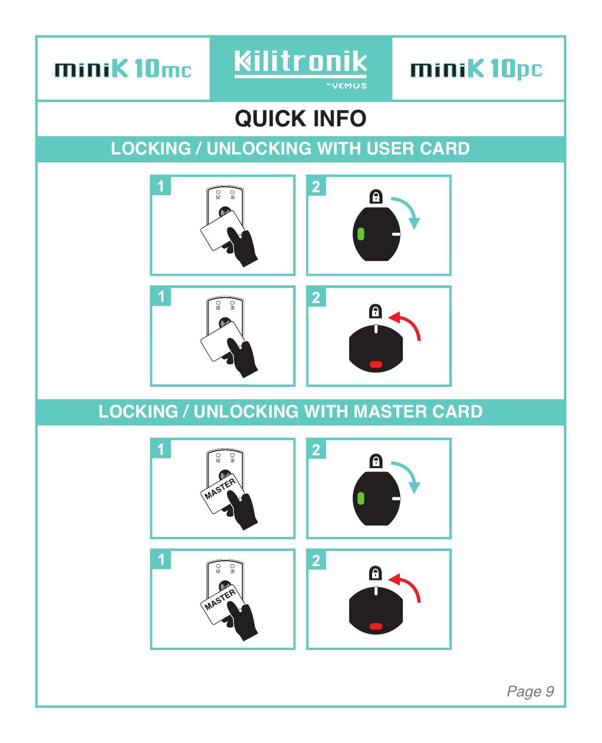miniK 10mc

Kilitronik by VEMUS

miniK 10pc

# QUICK INFO

## LOCKING / UNLOCKING WITH USER CARD

1

2

1

2

## LOCKING / UNLOCKING WITH MASTER CARD

1 MASTER

2

1 MASTER

2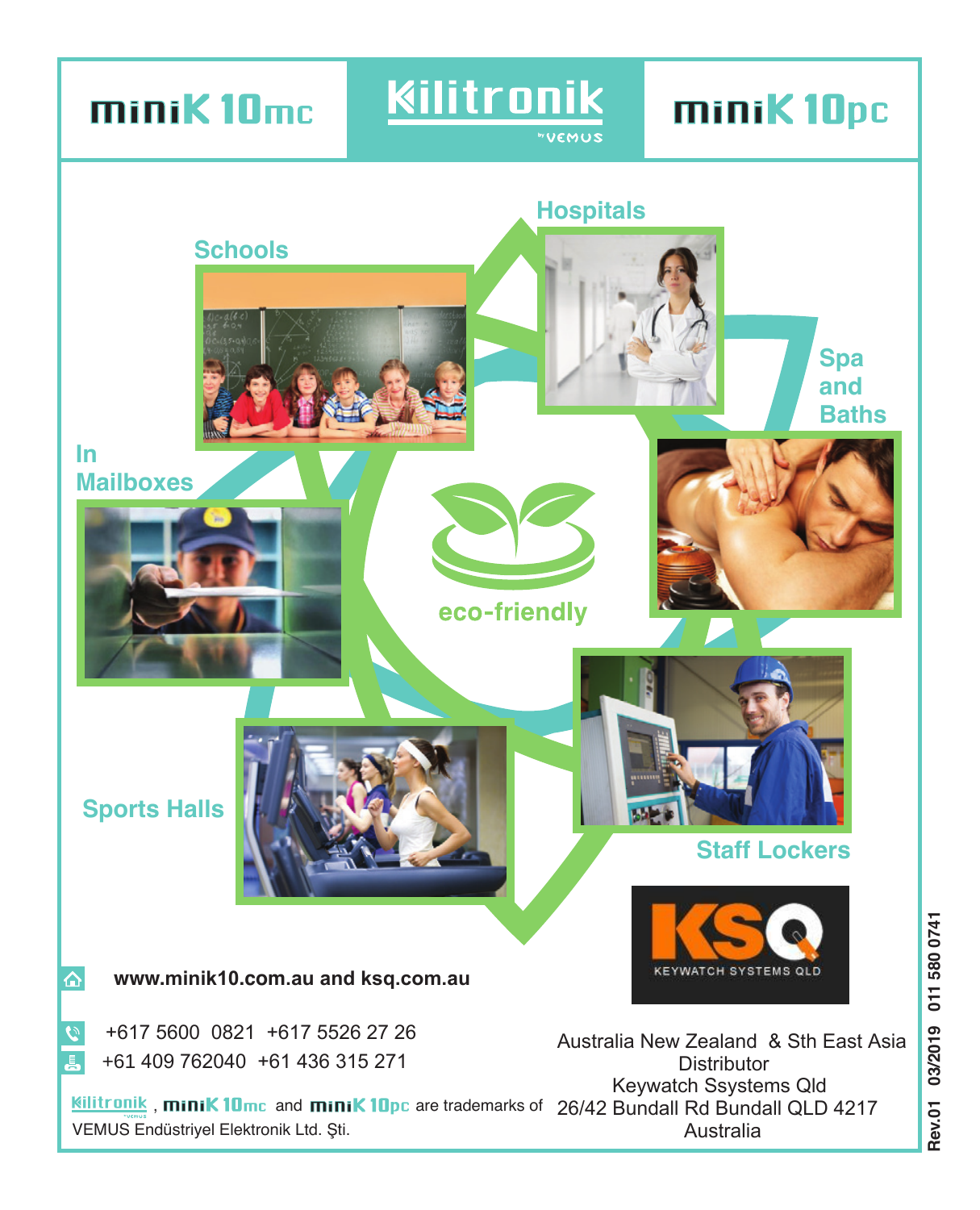# miniK 10mc | Kilitronik by VEMUS | miniK 10pc

Hospitals

Schools

Spa and Baths

In Mailboxes

eco-friendly

Sports Halls

Staff Lockers

KSQ KEYWATCH SYSTEMS QLD

www.minik10.com.au and ksq.com.au

+617 5600 0821 +617 5526 27 26

+61 409 762040 +61 436 315 271

Kilitronik, miniK 10mc and miniK 10pc are trademarks of VEMUS Endüstriyel Elektronik Ltd. Şti.

Australia New Zealand & Sth East Asia
Distributor
Keywatch Ssystems Qld
26/42 Bundall Rd Bundall QLD 4217
Australia

Rev.01 03/2019 011 580 0741